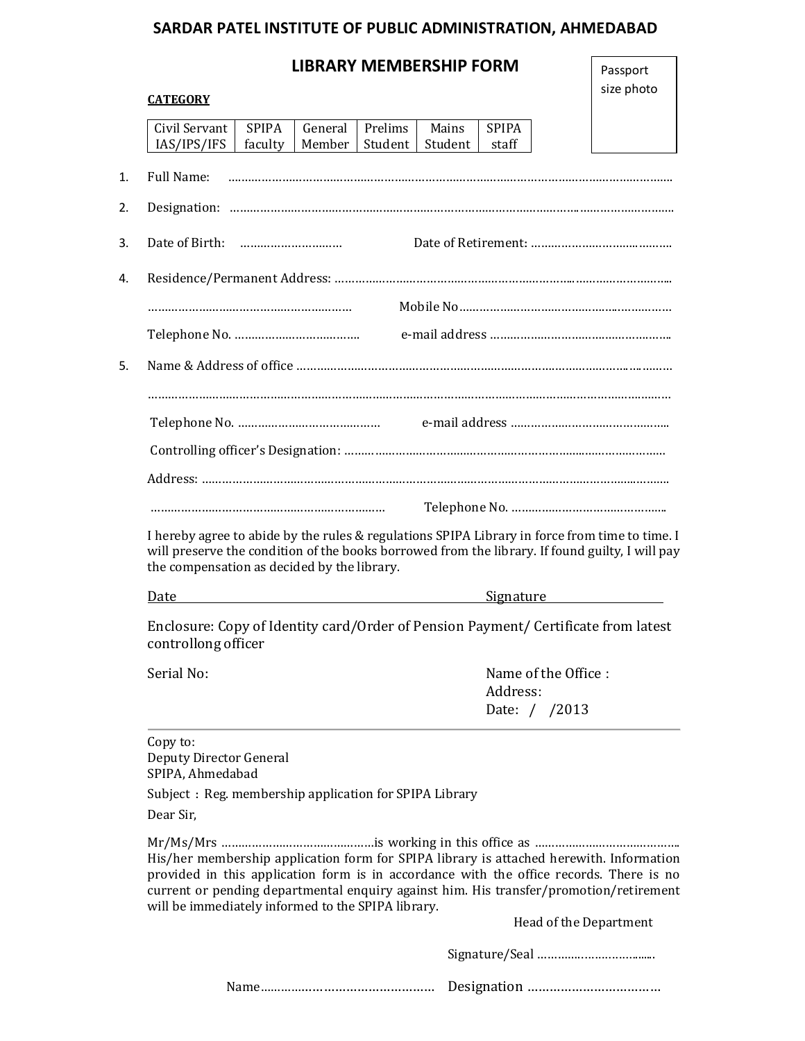# SARDAR PATEL INSTITUTE OF PUBLIC ADMINISTRATION, AHMEDABAD

## LIBRARY MEMBERSHIP FORM

Passport size photo

**CATEGORY**

| Civil Servant IAS/IPS/IFS | SPIPA faculty | General Member | Prelims Student | Mains Student | SPIPA staff |
|---|---|---|---|---|---|

1. Full Name: ……………………………………………………………………………………………………………

2. Designation: …………………………………………………………………………………………………………

3. Date of Birth: ……………………… Date of Retirement: …………………………………

4. Residence/Permanent Address: ……………………………………………………………………………

   …………………………………………………… Mobile No………………………………………………

   Telephone No. ……………………………… e-mail address ……………………………………………

5. Name & Address of office ……………………………………………………………………………………

   ………………………………………………………………………………………………………………………

   Telephone No. ………………………………… e-mail address ………………………………………

   Controlling officer's Designation: ……………………………………………………………………

   Address: ………………………………………………………………………………………………………

   ………………………………………………………… Telephone No. ……………………………………

I hereby agree to abide by the rules & regulations SPIPA Library in force from time to time. I will preserve the condition of the books borrowed from the library. If found guilty, I will pay the compensation as decided by the library.

Date Signature

Enclosure: Copy of Identity card/Order of Pension Payment/ Certificate from latest controllong officer

Serial No:

Name of the Office :
Address:
Date: / /2013

---

Copy to:
Deputy Director General
SPIPA, Ahmedabad

Subject : Reg. membership application for SPIPA Library

Dear Sir,

Mr/Ms/Mrs ……………………………………is working in this office as …………………………………… His/her membership application form for SPIPA library is attached herewith. Information provided in this application form is in accordance with the office records. There is no current or pending departmental enquiry against him. His transfer/promotion/retirement will be immediately informed to the SPIPA library.

Head of the Department

Signature/Seal ……………………………

Name………………………………………… Designation ………………………………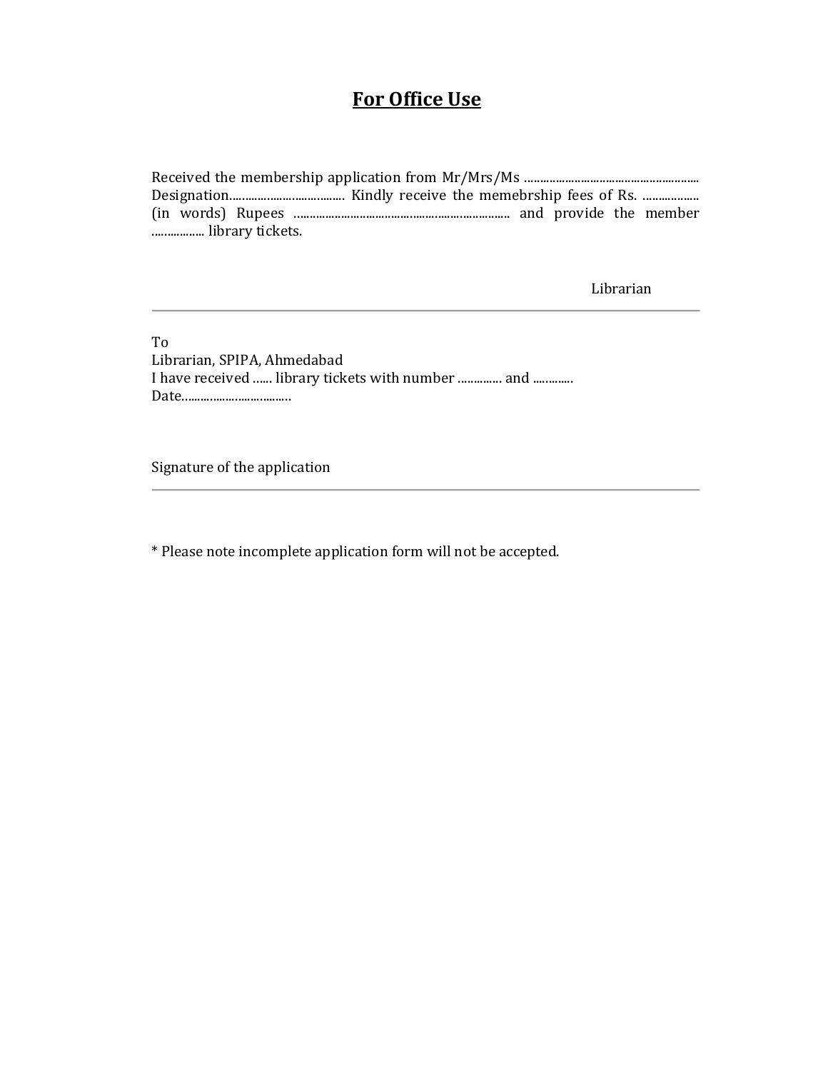# For Office Use

Received the membership application from Mr/Mrs/Ms ........................................................ Designation..................................... Kindly receive the memebrship fees of Rs. .................. (in words) Rupees ........................................................................ and provide the member ................ library tickets.

Librarian

---

To
Librarian, SPIPA, Ahmedabad
I have received ...... library tickets with number .............. and .............
Date...................................

Signature of the application

---

* Please note incomplete application form will not be accepted.